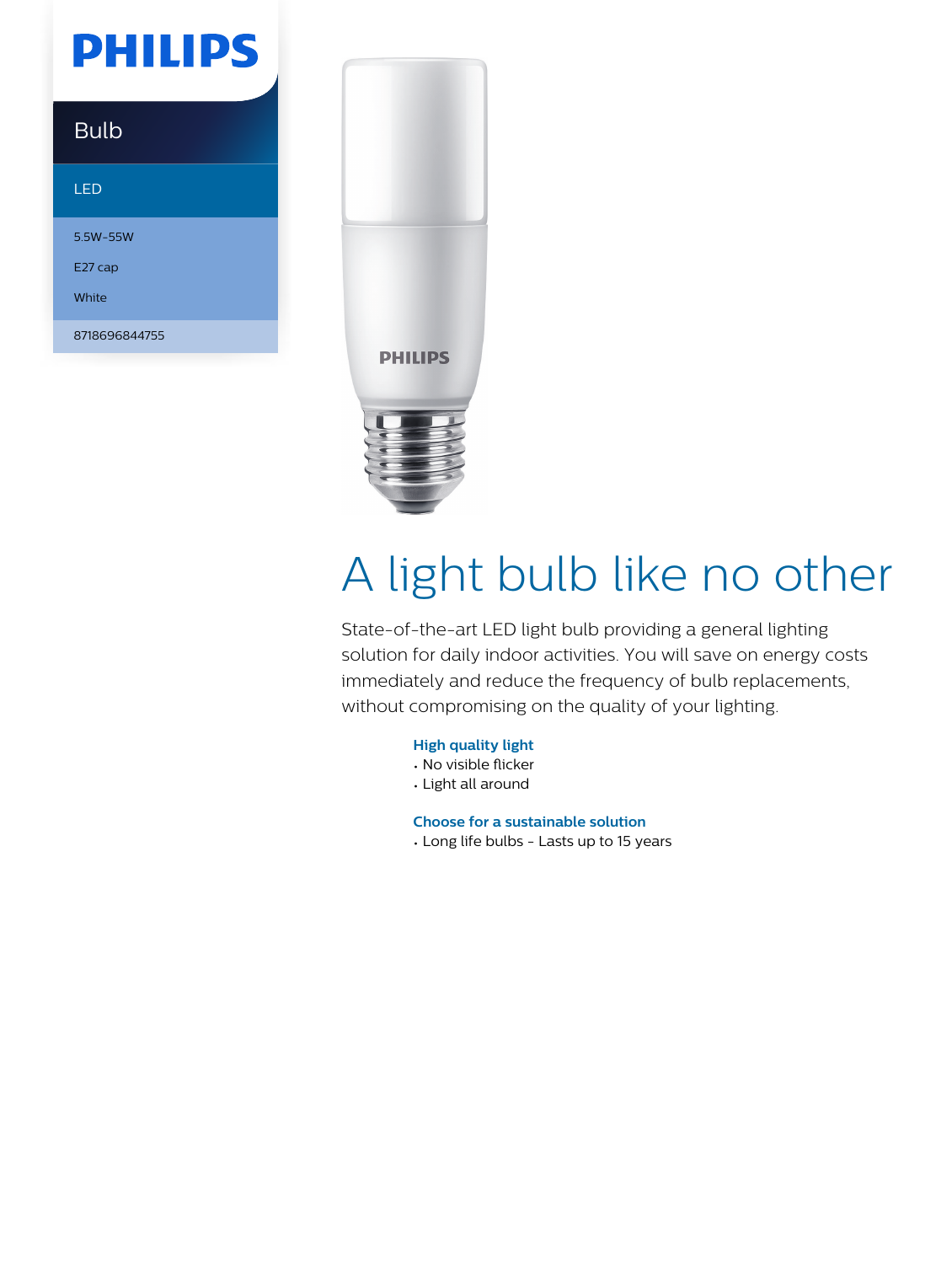PHILIPS

Bulb

LED

5.5W-55W

E27 cap

White

8718696844755

# A light bulb like no other

State-of-the-art LED light bulb providing a general lighting solution for daily indoor activities. You will save on energy costs immediately and reduce the frequency of bulb replacements, without compromising on the quality of your lighting.

**High quality light**
- No visible flicker
- Light all around

**Choose for a sustainable solution**
- Long life bulbs - Lasts up to 15 years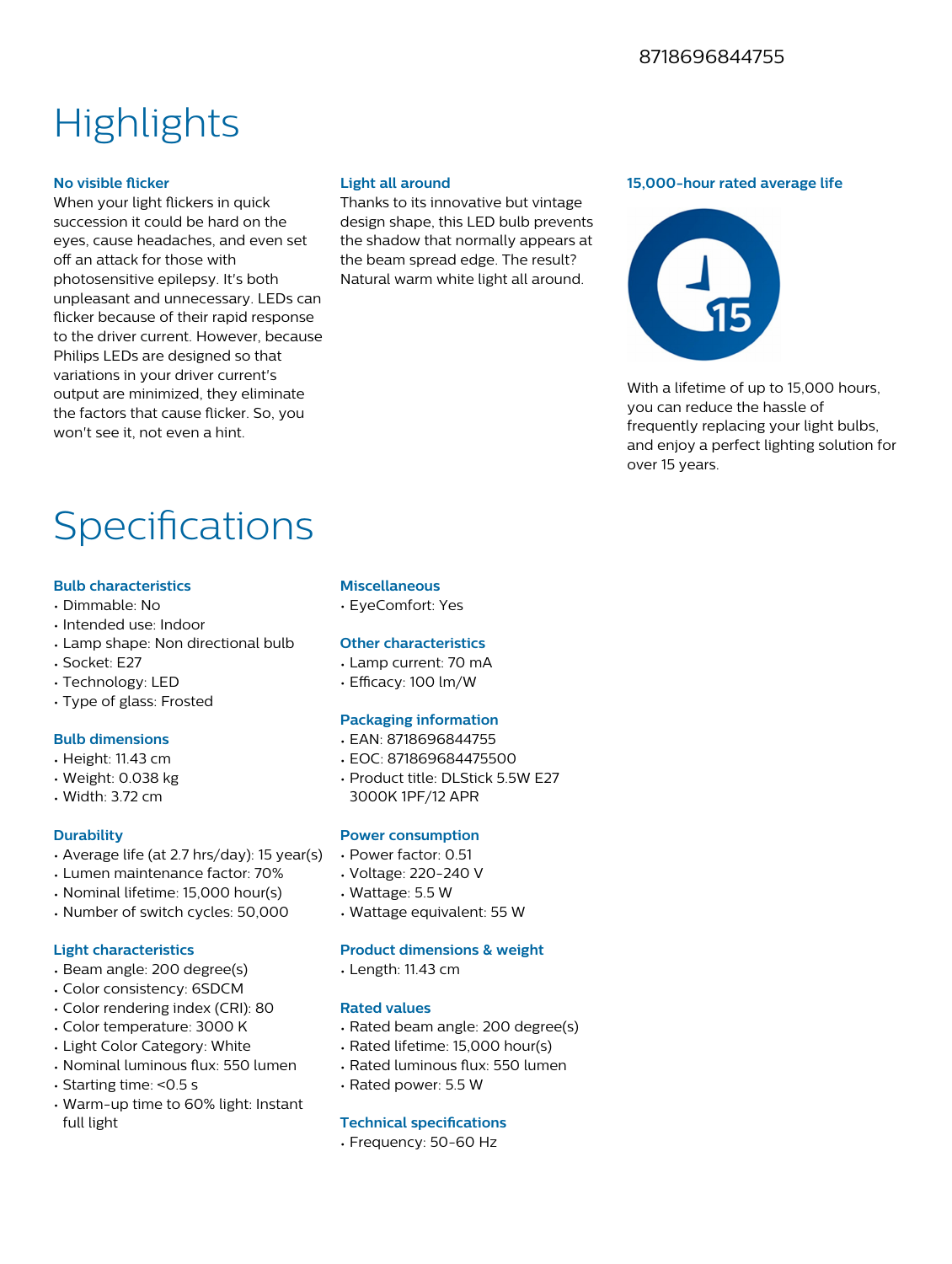8718696844755

# Highlights

### No visible flicker

When your light flickers in quick succession it could be hard on the eyes, cause headaches, and even set off an attack for those with photosensitive epilepsy. It's both unpleasant and unnecessary. LEDs can flicker because of their rapid response to the driver current. However, because Philips LEDs are designed so that variations in your driver current's output are minimized, they eliminate the factors that cause flicker. So, you won't see it, not even a hint.

### Light all around

Thanks to its innovative but vintage design shape, this LED bulb prevents the shadow that normally appears at the beam spread edge. The result? Natural warm white light all around.

### 15,000-hour rated average life

With a lifetime of up to 15,000 hours, you can reduce the hassle of frequently replacing your light bulbs, and enjoy a perfect lighting solution for over 15 years.

# Specifications

### Bulb characteristics

- Dimmable: No
- Intended use: Indoor
- Lamp shape: Non directional bulb
- Socket: E27
- Technology: LED
- Type of glass: Frosted

### Bulb dimensions

- Height: 11.43 cm
- Weight: 0.038 kg
- Width: 3.72 cm

### Durability

- Average life (at 2.7 hrs/day): 15 year(s)
- Lumen maintenance factor: 70%
- Nominal lifetime: 15,000 hour(s)
- Number of switch cycles: 50,000

### Light characteristics

- Beam angle: 200 degree(s)
- Color consistency: 6SDCM
- Color rendering index (CRI): 80
- Color temperature: 3000 K
- Light Color Category: White
- Nominal luminous flux: 550 lumen
- Starting time: <0.5 s
- Warm-up time to 60% light: Instant full light

### Miscellaneous

- EyeComfort: Yes

### Other characteristics

- Lamp current: 70 mA
- Efficacy: 100 lm/W

### Packaging information

- EAN: 8718696844755
- EOC: 871869684475500
- Product title: DLStick 5.5W E27 3000K 1PF/12 APR

### Power consumption

- Power factor: 0.51
- Voltage: 220-240 V
- Wattage: 5.5 W
- Wattage equivalent: 55 W

### Product dimensions & weight

- Length: 11.43 cm

### Rated values

- Rated beam angle: 200 degree(s)
- Rated lifetime: 15,000 hour(s)
- Rated luminous flux: 550 lumen
- Rated power: 5.5 W

### Technical specifications

- Frequency: 50-60 Hz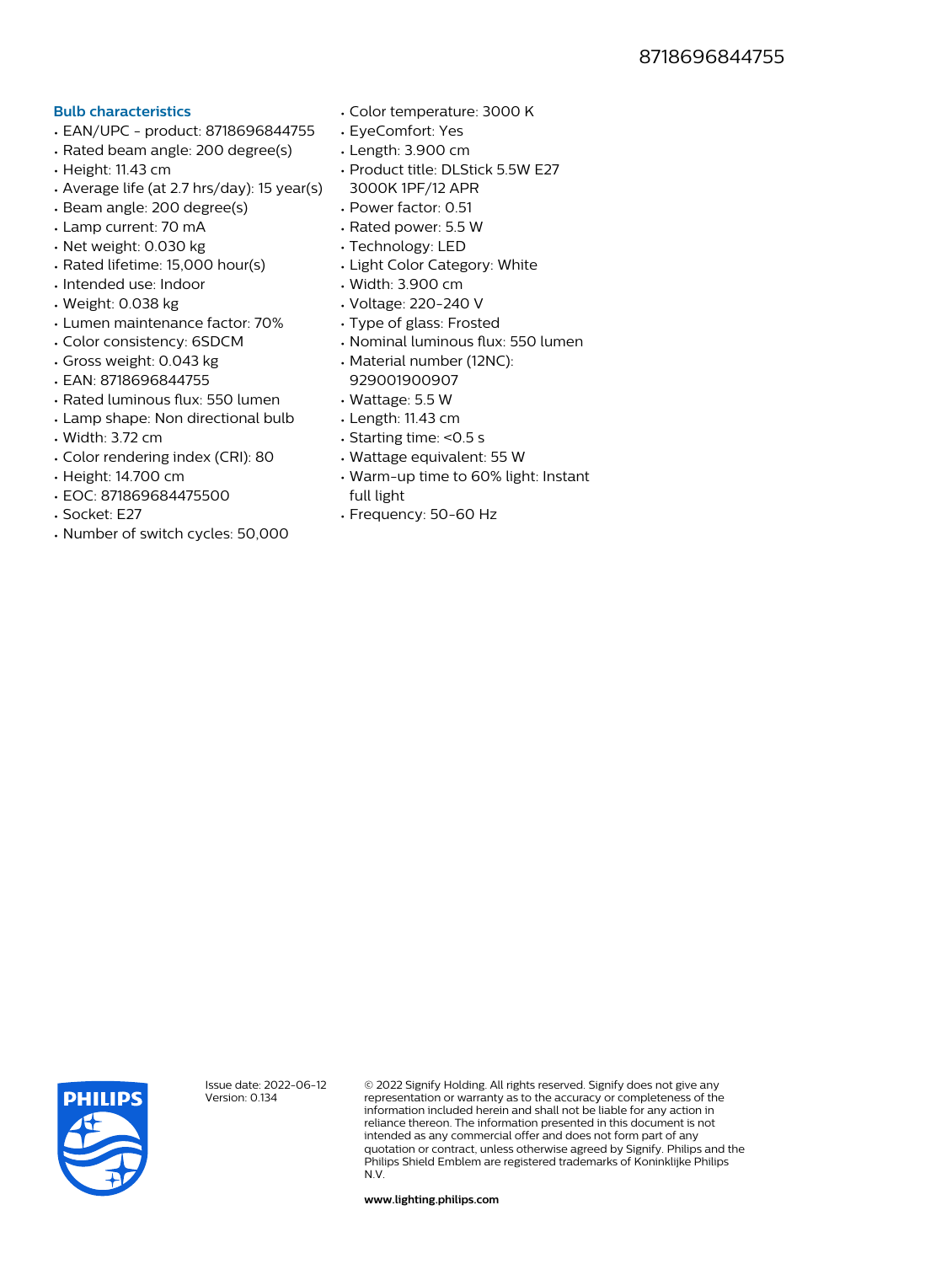8718696844755

## Bulb characteristics

- EAN/UPC - product: 8718696844755
- Rated beam angle: 200 degree(s)
- Height: 11.43 cm
- Average life (at 2.7 hrs/day): 15 year(s)
- Beam angle: 200 degree(s)
- Lamp current: 70 mA
- Net weight: 0.030 kg
- Rated lifetime: 15,000 hour(s)
- Intended use: Indoor
- Weight: 0.038 kg
- Lumen maintenance factor: 70%
- Color consistency: 6SDCM
- Gross weight: 0.043 kg
- EAN: 8718696844755
- Rated luminous flux: 550 lumen
- Lamp shape: Non directional bulb
- Width: 3.72 cm
- Color rendering index (CRI): 80
- Height: 14.700 cm
- EOC: 871869684475500
- Socket: E27
- Number of switch cycles: 50,000
- Color temperature: 3000 K
- EyeComfort: Yes
- Length: 3.900 cm
- Product title: DLStick 5.5W E27 3000K 1PF/12 APR
- Power factor: 0.51
- Rated power: 5.5 W
- Technology: LED
- Light Color Category: White
- Width: 3.900 cm
- Voltage: 220-240 V
- Type of glass: Frosted
- Nominal luminous flux: 550 lumen
- Material number (12NC): 929001900907
- Wattage: 5.5 W
- Length: 11.43 cm
- Starting time: <0.5 s
- Wattage equivalent: 55 W
- Warm-up time to 60% light: Instant full light
- Frequency: 50-60 Hz

Issue date: 2022-06-12
Version: 0.134

© 2022 Signify Holding. All rights reserved. Signify does not give any representation or warranty as to the accuracy or completeness of the information included herein and shall not be liable for any action in reliance thereon. The information presented in this document is not intended as any commercial offer and does not form part of any quotation or contract, unless otherwise agreed by Signify. Philips and the Philips Shield Emblem are registered trademarks of Koninklijke Philips N.V.

**www.lighting.philips.com**